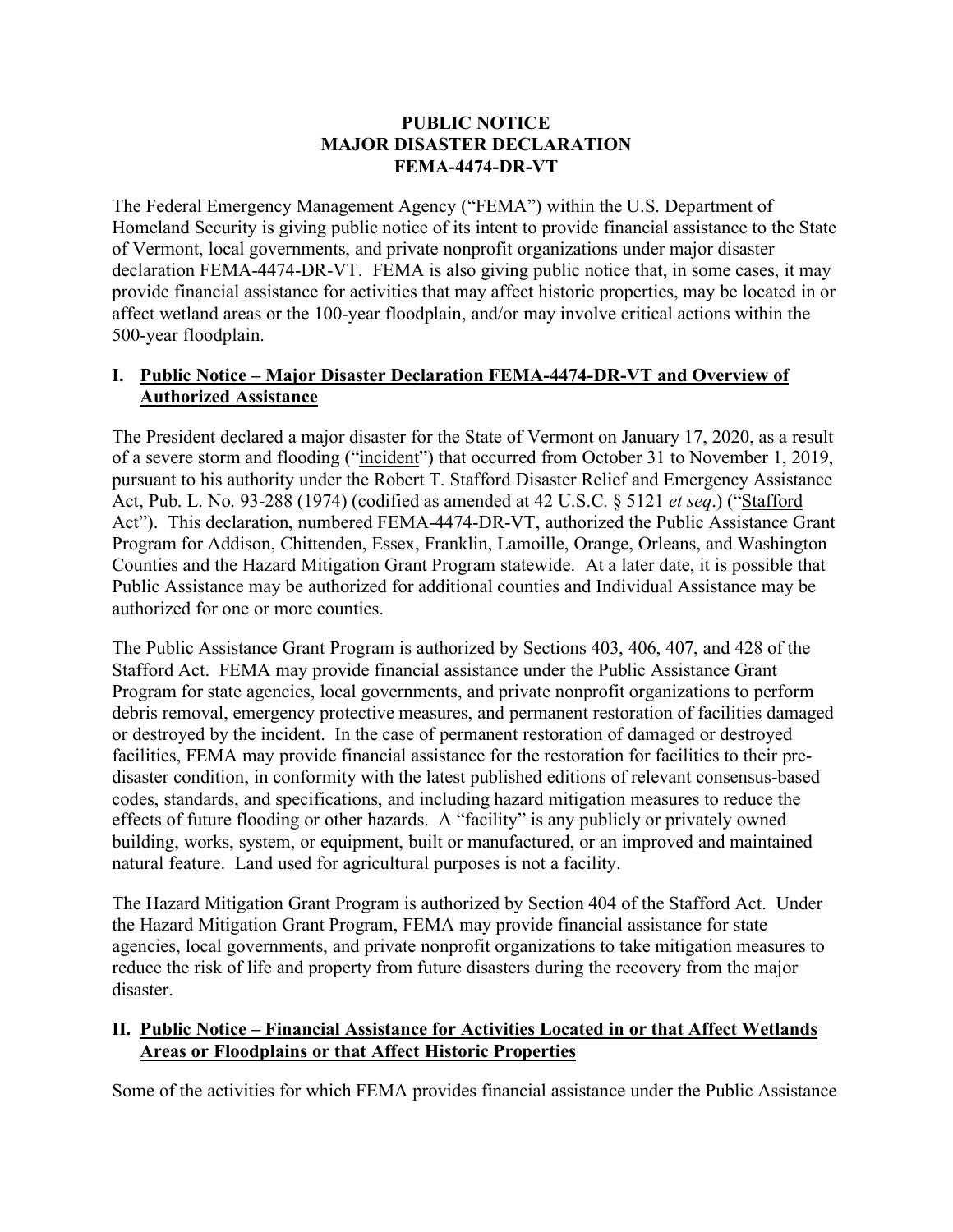**PUBLIC NOTICE**
**MAJOR DISASTER DECLARATION**
**FEMA-4474-DR-VT**

The Federal Emergency Management Agency ("FEMA") within the U.S. Department of Homeland Security is giving public notice of its intent to provide financial assistance to the State of Vermont, local governments, and private nonprofit organizations under major disaster declaration FEMA-4474-DR-VT. FEMA is also giving public notice that, in some cases, it may provide financial assistance for activities that may affect historic properties, may be located in or affect wetland areas or the 100-year floodplain, and/or may involve critical actions within the 500-year floodplain.

## I. Public Notice – Major Disaster Declaration FEMA-4474-DR-VT and Overview of Authorized Assistance

The President declared a major disaster for the State of Vermont on January 17, 2020, as a result of a severe storm and flooding ("incident") that occurred from October 31 to November 1, 2019, pursuant to his authority under the Robert T. Stafford Disaster Relief and Emergency Assistance Act, Pub. L. No. 93-288 (1974) (codified as amended at 42 U.S.C. § 5121 *et seq*.) ("Stafford Act"). This declaration, numbered FEMA-4474-DR-VT, authorized the Public Assistance Grant Program for Addison, Chittenden, Essex, Franklin, Lamoille, Orange, Orleans, and Washington Counties and the Hazard Mitigation Grant Program statewide. At a later date, it is possible that Public Assistance may be authorized for additional counties and Individual Assistance may be authorized for one or more counties.

The Public Assistance Grant Program is authorized by Sections 403, 406, 407, and 428 of the Stafford Act. FEMA may provide financial assistance under the Public Assistance Grant Program for state agencies, local governments, and private nonprofit organizations to perform debris removal, emergency protective measures, and permanent restoration of facilities damaged or destroyed by the incident. In the case of permanent restoration of damaged or destroyed facilities, FEMA may provide financial assistance for the restoration for facilities to their pre-disaster condition, in conformity with the latest published editions of relevant consensus-based codes, standards, and specifications, and including hazard mitigation measures to reduce the effects of future flooding or other hazards. A "facility" is any publicly or privately owned building, works, system, or equipment, built or manufactured, or an improved and maintained natural feature. Land used for agricultural purposes is not a facility.

The Hazard Mitigation Grant Program is authorized by Section 404 of the Stafford Act. Under the Hazard Mitigation Grant Program, FEMA may provide financial assistance for state agencies, local governments, and private nonprofit organizations to take mitigation measures to reduce the risk of life and property from future disasters during the recovery from the major disaster.

## II. Public Notice – Financial Assistance for Activities Located in or that Affect Wetlands Areas or Floodplains or that Affect Historic Properties

Some of the activities for which FEMA provides financial assistance under the Public Assistance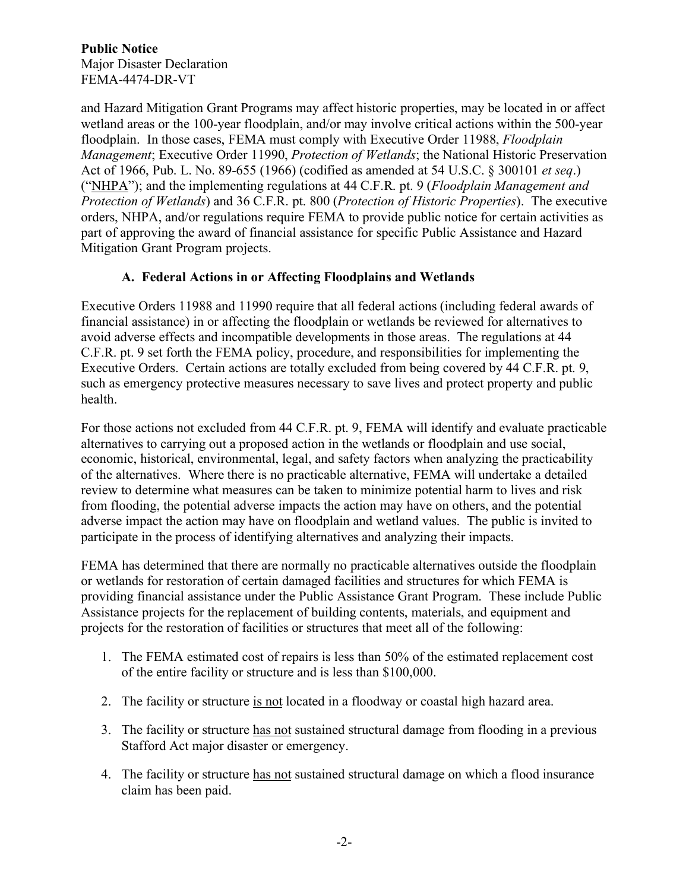and Hazard Mitigation Grant Programs may affect historic properties, may be located in or affect wetland areas or the 100-year floodplain, and/or may involve critical actions within the 500-year floodplain. In those cases, FEMA must comply with Executive Order 11988, *Floodplain Management*; Executive Order 11990, *Protection of Wetlands*; the National Historic Preservation Act of 1966, Pub. L. No. 89-655 (1966) (codified as amended at 54 U.S.C. § 300101 *et seq*.) ("NHPA"); and the implementing regulations at 44 C.F.R. pt. 9 (*Floodplain Management and Protection of Wetlands*) and 36 C.F.R. pt. 800 (*Protection of Historic Properties*). The executive orders, NHPA, and/or regulations require FEMA to provide public notice for certain activities as part of approving the award of financial assistance for specific Public Assistance and Hazard Mitigation Grant Program projects.

### A. Federal Actions in or Affecting Floodplains and Wetlands

Executive Orders 11988 and 11990 require that all federal actions (including federal awards of financial assistance) in or affecting the floodplain or wetlands be reviewed for alternatives to avoid adverse effects and incompatible developments in those areas. The regulations at 44 C.F.R. pt. 9 set forth the FEMA policy, procedure, and responsibilities for implementing the Executive Orders. Certain actions are totally excluded from being covered by 44 C.F.R. pt. 9, such as emergency protective measures necessary to save lives and protect property and public health.

For those actions not excluded from 44 C.F.R. pt. 9, FEMA will identify and evaluate practicable alternatives to carrying out a proposed action in the wetlands or floodplain and use social, economic, historical, environmental, legal, and safety factors when analyzing the practicability of the alternatives. Where there is no practicable alternative, FEMA will undertake a detailed review to determine what measures can be taken to minimize potential harm to lives and risk from flooding, the potential adverse impacts the action may have on others, and the potential adverse impact the action may have on floodplain and wetland values. The public is invited to participate in the process of identifying alternatives and analyzing their impacts.

FEMA has determined that there are normally no practicable alternatives outside the floodplain or wetlands for restoration of certain damaged facilities and structures for which FEMA is providing financial assistance under the Public Assistance Grant Program. These include Public Assistance projects for the replacement of building contents, materials, and equipment and projects for the restoration of facilities or structures that meet all of the following:

1. The FEMA estimated cost of repairs is less than 50% of the estimated replacement cost of the entire facility or structure and is less than $100,000.

2. The facility or structure is not located in a floodway or coastal high hazard area.

3. The facility or structure has not sustained structural damage from flooding in a previous Stafford Act major disaster or emergency.

4. The facility or structure has not sustained structural damage on which a flood insurance claim has been paid.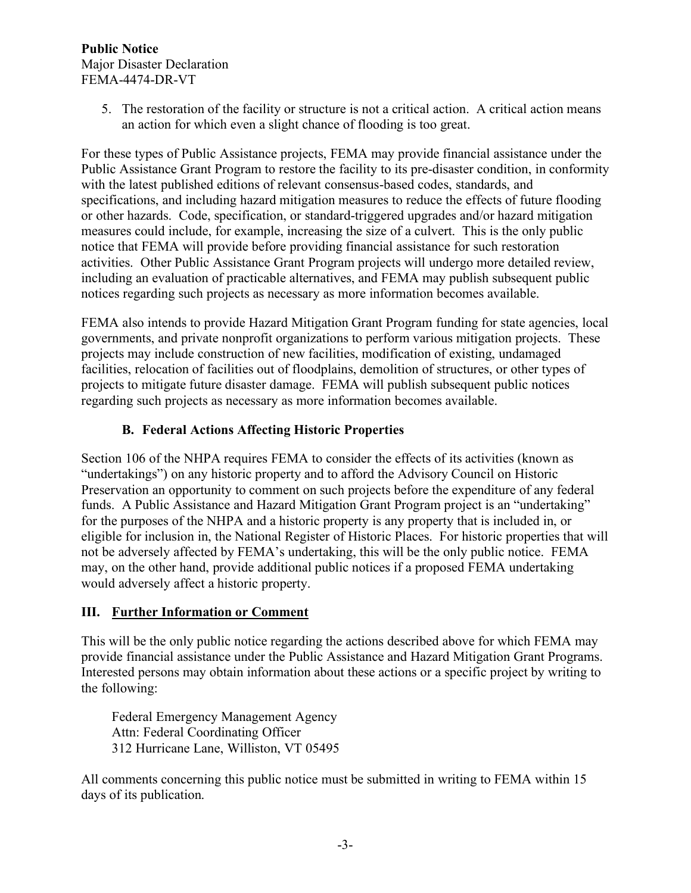5. The restoration of the facility or structure is not a critical action. A critical action means an action for which even a slight chance of flooding is too great.

For these types of Public Assistance projects, FEMA may provide financial assistance under the Public Assistance Grant Program to restore the facility to its pre-disaster condition, in conformity with the latest published editions of relevant consensus-based codes, standards, and specifications, and including hazard mitigation measures to reduce the effects of future flooding or other hazards. Code, specification, or standard-triggered upgrades and/or hazard mitigation measures could include, for example, increasing the size of a culvert. This is the only public notice that FEMA will provide before providing financial assistance for such restoration activities. Other Public Assistance Grant Program projects will undergo more detailed review, including an evaluation of practicable alternatives, and FEMA may publish subsequent public notices regarding such projects as necessary as more information becomes available.

FEMA also intends to provide Hazard Mitigation Grant Program funding for state agencies, local governments, and private nonprofit organizations to perform various mitigation projects. These projects may include construction of new facilities, modification of existing, undamaged facilities, relocation of facilities out of floodplains, demolition of structures, or other types of projects to mitigate future disaster damage. FEMA will publish subsequent public notices regarding such projects as necessary as more information becomes available.

### B. Federal Actions Affecting Historic Properties

Section 106 of the NHPA requires FEMA to consider the effects of its activities (known as "undertakings") on any historic property and to afford the Advisory Council on Historic Preservation an opportunity to comment on such projects before the expenditure of any federal funds. A Public Assistance and Hazard Mitigation Grant Program project is an "undertaking" for the purposes of the NHPA and a historic property is any property that is included in, or eligible for inclusion in, the National Register of Historic Places. For historic properties that will not be adversely affected by FEMA's undertaking, this will be the only public notice. FEMA may, on the other hand, provide additional public notices if a proposed FEMA undertaking would adversely affect a historic property.

## III. Further Information or Comment

This will be the only public notice regarding the actions described above for which FEMA may provide financial assistance under the Public Assistance and Hazard Mitigation Grant Programs. Interested persons may obtain information about these actions or a specific project by writing to the following:

Federal Emergency Management Agency
Attn: Federal Coordinating Officer
312 Hurricane Lane, Williston, VT 05495

All comments concerning this public notice must be submitted in writing to FEMA within 15 days of its publication.